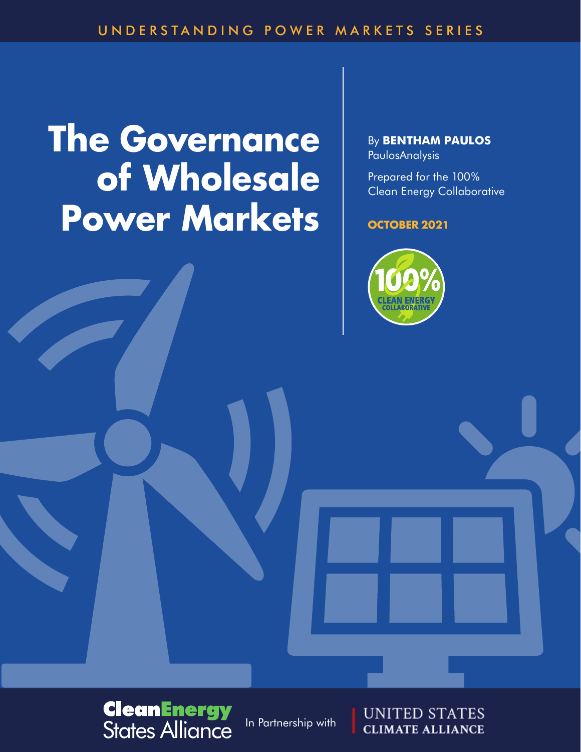UNDERSTANDING POWER MARKETS SERIES

# The Governance of Wholesale Power Markets

By **BENTHAM PAULOS**
PaulosAnalysis

Prepared for the 100% Clean Energy Collaborative

**OCTOBER 2021**

100% CLEAN ENERGY COLLABORATIVE

Clean Energy States Alliance

In Partnership with

UNITED STATES CLIMATE ALLIANCE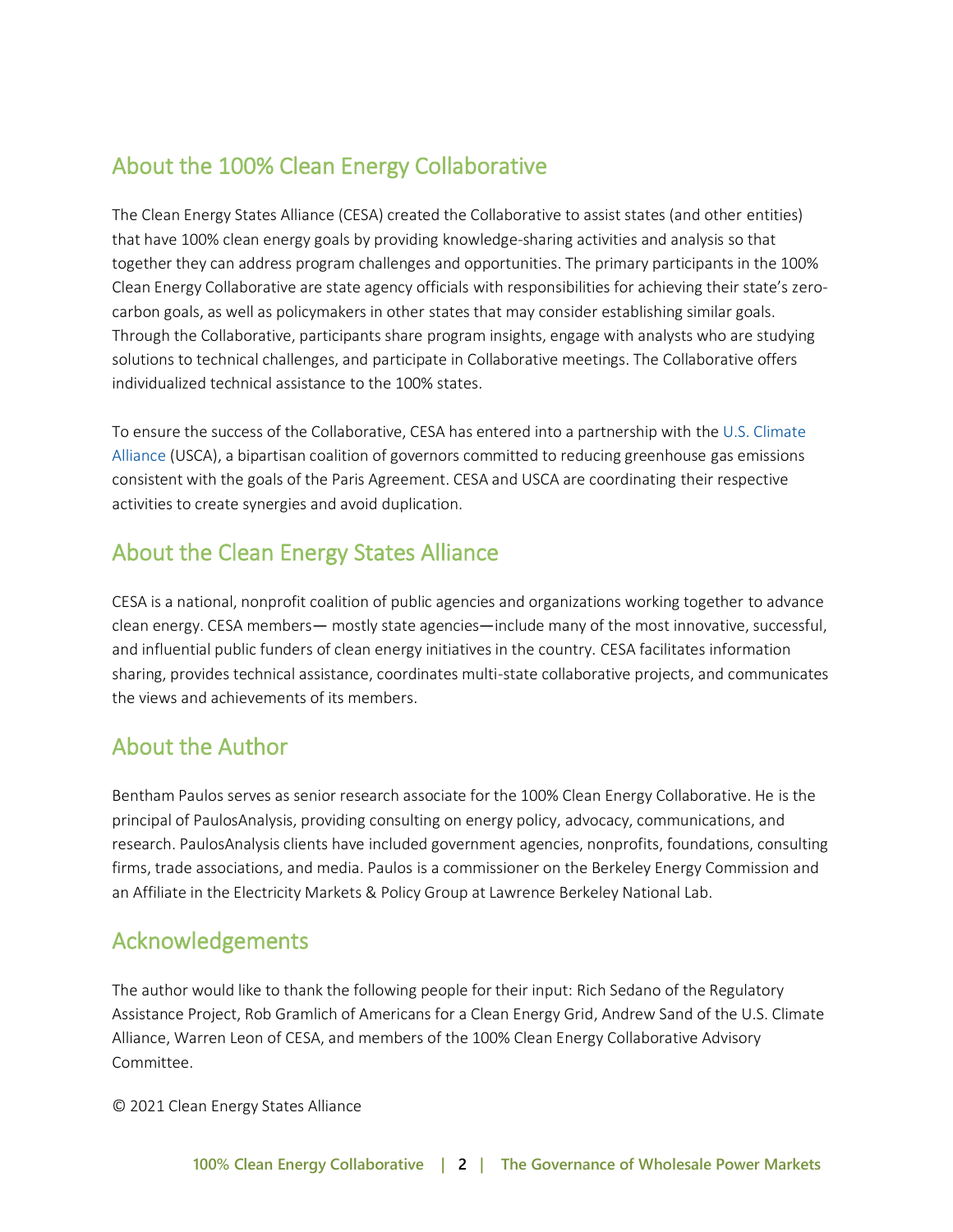## About the 100% Clean Energy Collaborative

The Clean Energy States Alliance (CESA) created the Collaborative to assist states (and other entities) that have 100% clean energy goals by providing knowledge-sharing activities and analysis so that together they can address program challenges and opportunities. The primary participants in the 100% Clean Energy Collaborative are state agency officials with responsibilities for achieving their state's zero-carbon goals, as well as policymakers in other states that may consider establishing similar goals. Through the Collaborative, participants share program insights, engage with analysts who are studying solutions to technical challenges, and participate in Collaborative meetings. The Collaborative offers individualized technical assistance to the 100% states.

To ensure the success of the Collaborative, CESA has entered into a partnership with the U.S. Climate Alliance (USCA), a bipartisan coalition of governors committed to reducing greenhouse gas emissions consistent with the goals of the Paris Agreement. CESA and USCA are coordinating their respective activities to create synergies and avoid duplication.

## About the Clean Energy States Alliance

CESA is a national, nonprofit coalition of public agencies and organizations working together to advance clean energy. CESA members— mostly state agencies—include many of the most innovative, successful, and influential public funders of clean energy initiatives in the country. CESA facilitates information sharing, provides technical assistance, coordinates multi-state collaborative projects, and communicates the views and achievements of its members.

## About the Author

Bentham Paulos serves as senior research associate for the 100% Clean Energy Collaborative. He is the principal of PaulosAnalysis, providing consulting on energy policy, advocacy, communications, and research. PaulosAnalysis clients have included government agencies, nonprofits, foundations, consulting firms, trade associations, and media. Paulos is a commissioner on the Berkeley Energy Commission and an Affiliate in the Electricity Markets & Policy Group at Lawrence Berkeley National Lab.

## Acknowledgements

The author would like to thank the following people for their input: Rich Sedano of the Regulatory Assistance Project, Rob Gramlich of Americans for a Clean Energy Grid, Andrew Sand of the U.S. Climate Alliance, Warren Leon of CESA, and members of the 100% Clean Energy Collaborative Advisory Committee.

© 2021 Clean Energy States Alliance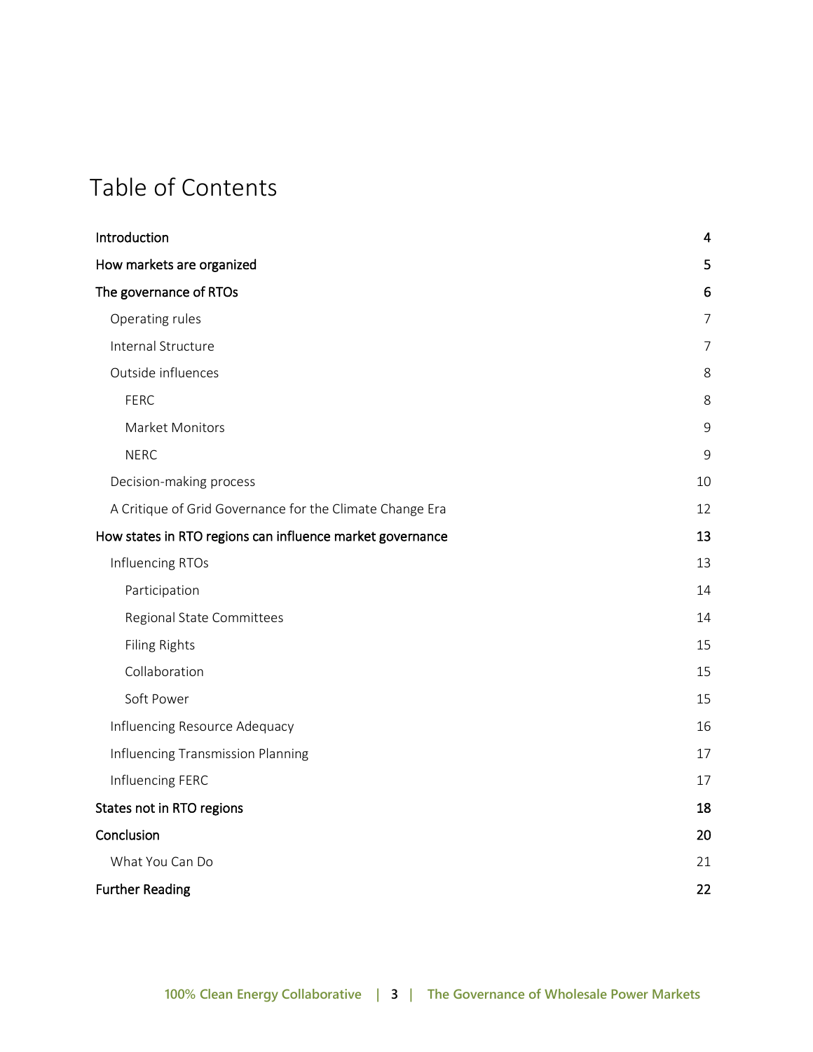# Table of Contents

| | |
|---|---|
| **Introduction** | **4** |
| **How markets are organized** | **5** |
| **The governance of RTOs** | **6** |
| Operating rules | 7 |
| Internal Structure | 7 |
| Outside influences | 8 |
| FERC | 8 |
| Market Monitors | 9 |
| NERC | 9 |
| Decision-making process | 10 |
| A Critique of Grid Governance for the Climate Change Era | 12 |
| **How states in RTO regions can influence market governance** | **13** |
| Influencing RTOs | 13 |
| Participation | 14 |
| Regional State Committees | 14 |
| Filing Rights | 15 |
| Collaboration | 15 |
| Soft Power | 15 |
| Influencing Resource Adequacy | 16 |
| Influencing Transmission Planning | 17 |
| Influencing FERC | 17 |
| **States not in RTO regions** | **18** |
| **Conclusion** | **20** |
| What You Can Do | 21 |
| **Further Reading** | **22** |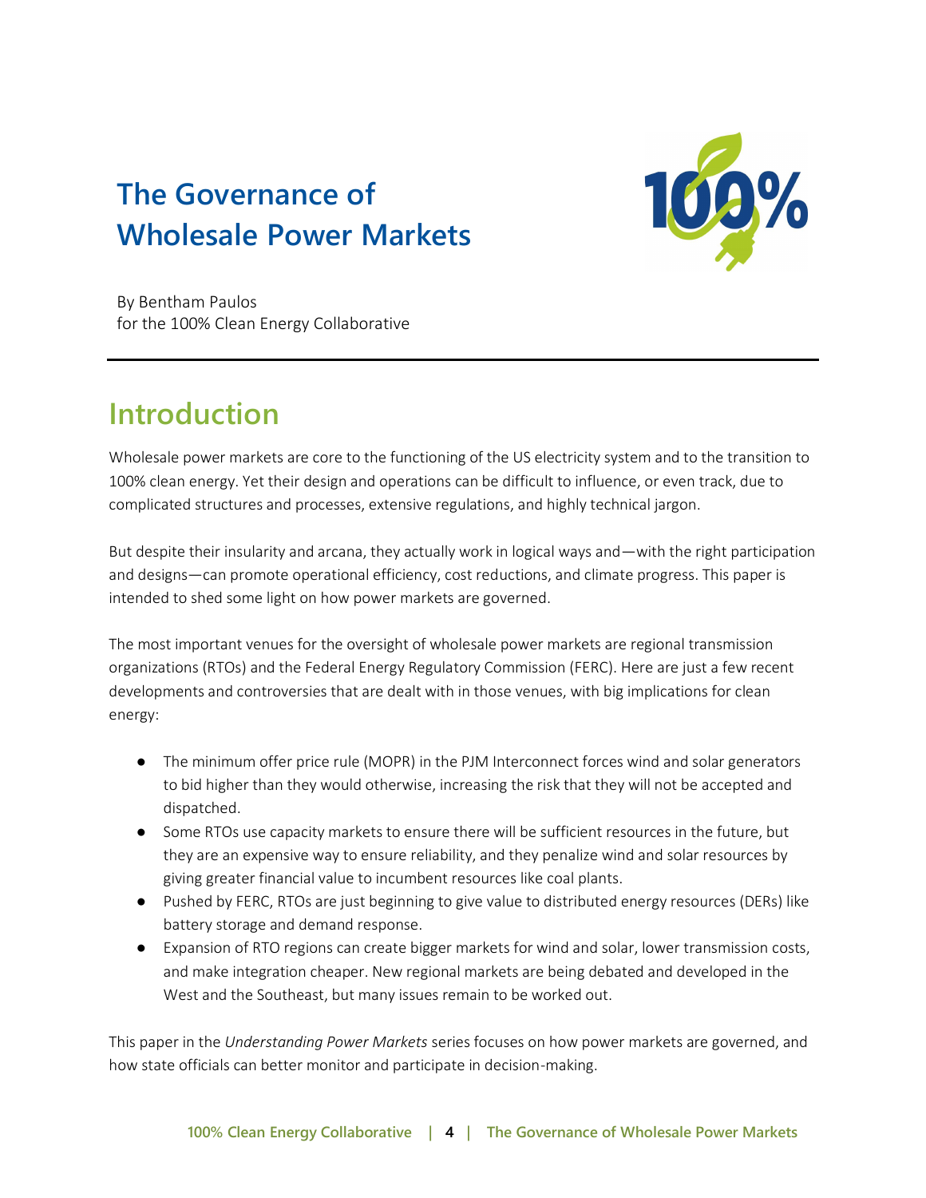# The Governance of Wholesale Power Markets

By Bentham Paulos
for the 100% Clean Energy Collaborative

## Introduction

Wholesale power markets are core to the functioning of the US electricity system and to the transition to 100% clean energy. Yet their design and operations can be difficult to influence, or even track, due to complicated structures and processes, extensive regulations, and highly technical jargon.

But despite their insularity and arcana, they actually work in logical ways and—with the right participation and designs—can promote operational efficiency, cost reductions, and climate progress. This paper is intended to shed some light on how power markets are governed.

The most important venues for the oversight of wholesale power markets are regional transmission organizations (RTOs) and the Federal Energy Regulatory Commission (FERC). Here are just a few recent developments and controversies that are dealt with in those venues, with big implications for clean energy:

- The minimum offer price rule (MOPR) in the PJM Interconnect forces wind and solar generators to bid higher than they would otherwise, increasing the risk that they will not be accepted and dispatched.
- Some RTOs use capacity markets to ensure there will be sufficient resources in the future, but they are an expensive way to ensure reliability, and they penalize wind and solar resources by giving greater financial value to incumbent resources like coal plants.
- Pushed by FERC, RTOs are just beginning to give value to distributed energy resources (DERs) like battery storage and demand response.
- Expansion of RTO regions can create bigger markets for wind and solar, lower transmission costs, and make integration cheaper. New regional markets are being debated and developed in the West and the Southeast, but many issues remain to be worked out.

This paper in the *Understanding Power Markets* series focuses on how power markets are governed, and how state officials can better monitor and participate in decision-making.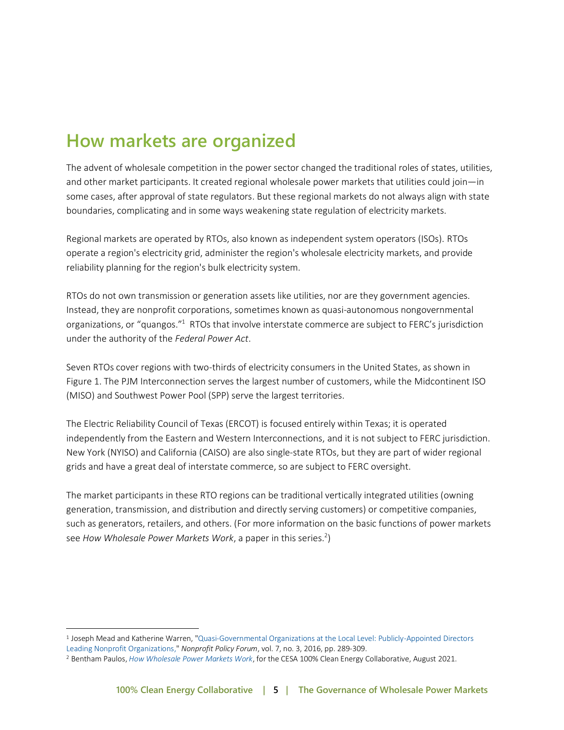## How markets are organized

The advent of wholesale competition in the power sector changed the traditional roles of states, utilities, and other market participants. It created regional wholesale power markets that utilities could join—in some cases, after approval of state regulators. But these regional markets do not always align with state boundaries, complicating and in some ways weakening state regulation of electricity markets.

Regional markets are operated by RTOs, also known as independent system operators (ISOs). RTOs operate a region's electricity grid, administer the region's wholesale electricity markets, and provide reliability planning for the region's bulk electricity system.

RTOs do not own transmission or generation assets like utilities, nor are they government agencies. Instead, they are nonprofit corporations, sometimes known as quasi-autonomous nongovernmental organizations, or "quangos."[1] RTOs that involve interstate commerce are subject to FERC's jurisdiction under the authority of the *Federal Power Act*.

Seven RTOs cover regions with two-thirds of electricity consumers in the United States, as shown in Figure 1. The PJM Interconnection serves the largest number of customers, while the Midcontinent ISO (MISO) and Southwest Power Pool (SPP) serve the largest territories.

The Electric Reliability Council of Texas (ERCOT) is focused entirely within Texas; it is operated independently from the Eastern and Western Interconnections, and it is not subject to FERC jurisdiction. New York (NYISO) and California (CAISO) are also single-state RTOs, but they are part of wider regional grids and have a great deal of interstate commerce, so are subject to FERC oversight.

The market participants in these RTO regions can be traditional vertically integrated utilities (owning generation, transmission, and distribution and directly serving customers) or competitive companies, such as generators, retailers, and others. (For more information on the basic functions of power markets see *How Wholesale Power Markets Work*, a paper in this series.[2])

---

[1] Joseph Mead and Katherine Warren, "Quasi-Governmental Organizations at the Local Level: Publicly-Appointed Directors Leading Nonprofit Organizations," *Nonprofit Policy Forum*, vol. 7, no. 3, 2016, pp. 289-309.

[2] Bentham Paulos, *How Wholesale Power Markets Work*, for the CESA 100% Clean Energy Collaborative, August 2021.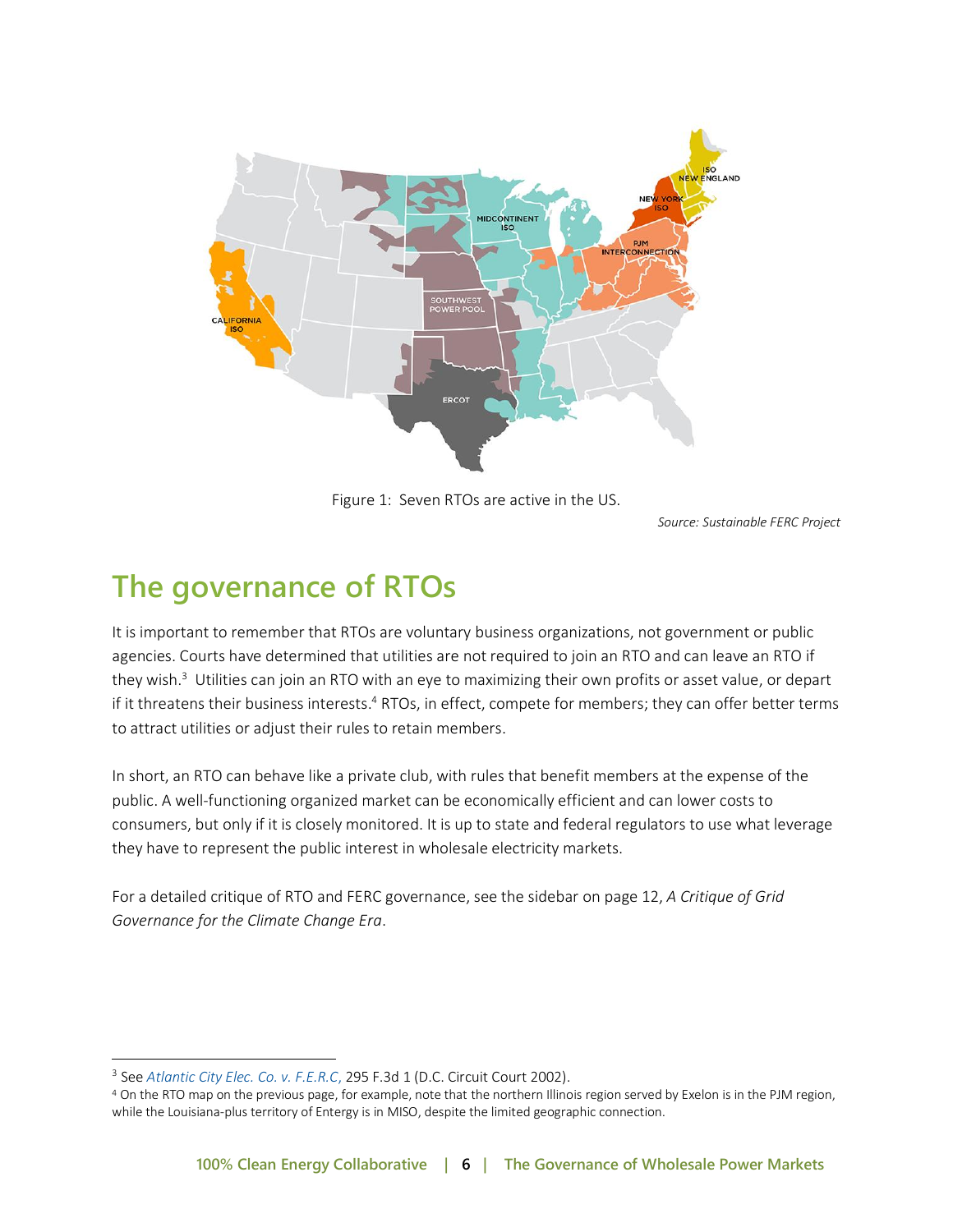Figure 1: Seven RTOs are active in the US.

*Source: Sustainable FERC Project*

## The governance of RTOs

It is important to remember that RTOs are voluntary business organizations, not government or public agencies. Courts have determined that utilities are not required to join an RTO and can leave an RTO if they wish.[3] Utilities can join an RTO with an eye to maximizing their own profits or asset value, or depart if it threatens their business interests.[4] RTOs, in effect, compete for members; they can offer better terms to attract utilities or adjust their rules to retain members.

In short, an RTO can behave like a private club, with rules that benefit members at the expense of the public. A well-functioning organized market can be economically efficient and can lower costs to consumers, but only if it is closely monitored. It is up to state and federal regulators to use what leverage they have to represent the public interest in wholesale electricity markets.

For a detailed critique of RTO and FERC governance, see the sidebar on page 12, *A Critique of Grid Governance for the Climate Change Era*.

---

[3] See *Atlantic City Elec. Co. v. F.E.R.C,* 295 F.3d 1 (D.C. Circuit Court 2002).

[4] On the RTO map on the previous page, for example, note that the northern Illinois region served by Exelon is in the PJM region, while the Louisiana-plus territory of Entergy is in MISO, despite the limited geographic connection.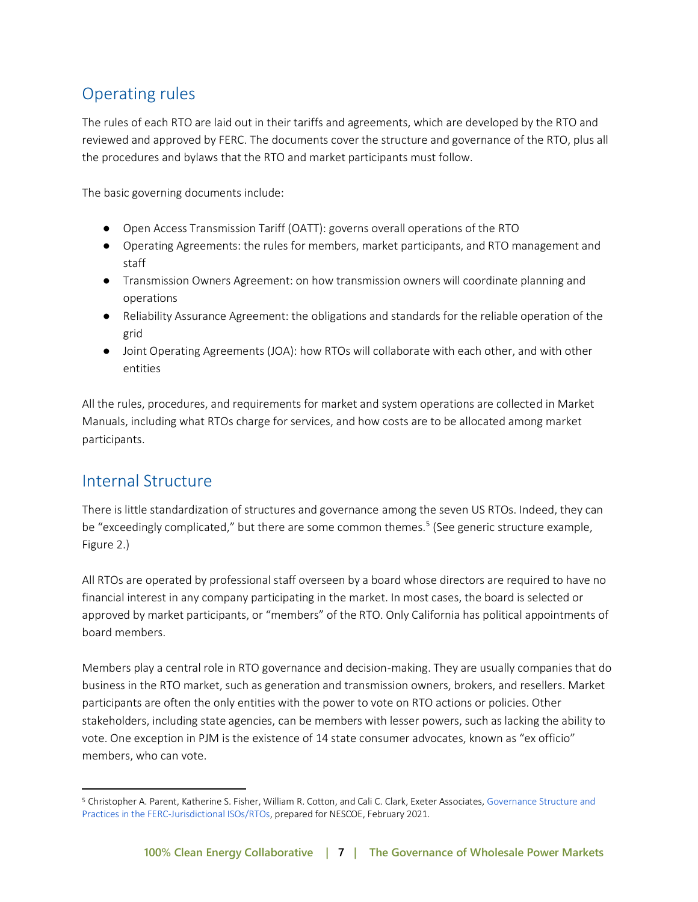## Operating rules

The rules of each RTO are laid out in their tariffs and agreements, which are developed by the RTO and reviewed and approved by FERC. The documents cover the structure and governance of the RTO, plus all the procedures and bylaws that the RTO and market participants must follow.

The basic governing documents include:

- Open Access Transmission Tariff (OATT): governs overall operations of the RTO
- Operating Agreements: the rules for members, market participants, and RTO management and staff
- Transmission Owners Agreement: on how transmission owners will coordinate planning and operations
- Reliability Assurance Agreement: the obligations and standards for the reliable operation of the grid
- Joint Operating Agreements (JOA): how RTOs will collaborate with each other, and with other entities

All the rules, procedures, and requirements for market and system operations are collected in Market Manuals, including what RTOs charge for services, and how costs are to be allocated among market participants.

## Internal Structure

There is little standardization of structures and governance among the seven US RTOs. Indeed, they can be "exceedingly complicated," but there are some common themes.[5] (See generic structure example, Figure 2.)

All RTOs are operated by professional staff overseen by a board whose directors are required to have no financial interest in any company participating in the market. In most cases, the board is selected or approved by market participants, or "members" of the RTO. Only California has political appointments of board members.

Members play a central role in RTO governance and decision-making. They are usually companies that do business in the RTO market, such as generation and transmission owners, brokers, and resellers. Market participants are often the only entities with the power to vote on RTO actions or policies. Other stakeholders, including state agencies, can be members with lesser powers, such as lacking the ability to vote. One exception in PJM is the existence of 14 state consumer advocates, known as "ex officio" members, who can vote.

---

[5] Christopher A. Parent, Katherine S. Fisher, William R. Cotton, and Cali C. Clark, Exeter Associates, Governance Structure and Practices in the FERC-Jurisdictional ISOs/RTOs, prepared for NESCOE, February 2021.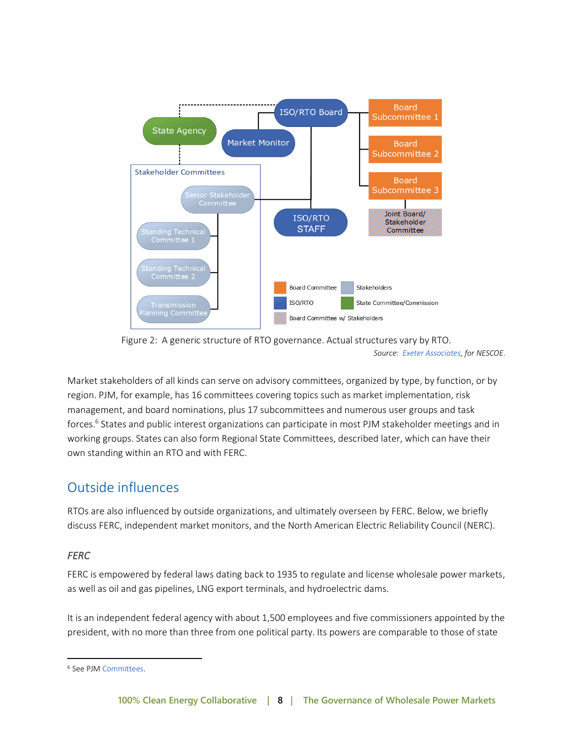Figure 2: A generic structure of RTO governance. Actual structures vary by RTO.

*Source: Exeter Associates, for NESCOE.*

Market stakeholders of all kinds can serve on advisory committees, organized by type, by function, or by region. PJM, for example, has 16 committees covering topics such as market implementation, risk management, and board nominations, plus 17 subcommittees and numerous user groups and task forces.[6] States and public interest organizations can participate in most PJM stakeholder meetings and in working groups. States can also form Regional State Committees, described later, which can have their own standing within an RTO and with FERC.

## Outside influences

RTOs are also influenced by outside organizations, and ultimately overseen by FERC. Below, we briefly discuss FERC, independent market monitors, and the North American Electric Reliability Council (NERC).

### *FERC*

FERC is empowered by federal laws dating back to 1935 to regulate and license wholesale power markets, as well as oil and gas pipelines, LNG export terminals, and hydroelectric dams.

It is an independent federal agency with about 1,500 employees and five commissioners appointed by the president, with no more than three from one political party. Its powers are comparable to those of state

---

[6] See PJM Committees.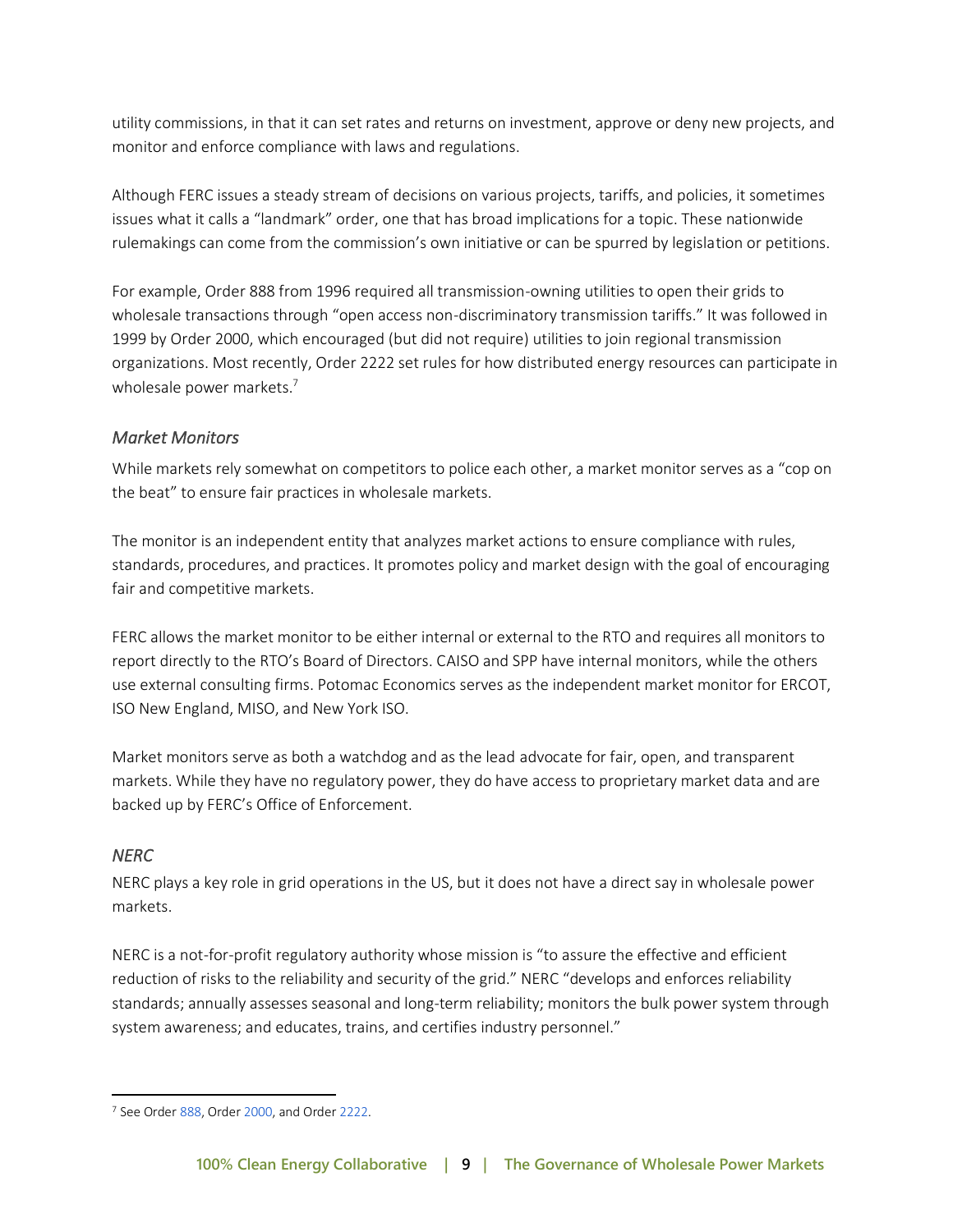utility commissions, in that it can set rates and returns on investment, approve or deny new projects, and monitor and enforce compliance with laws and regulations.

Although FERC issues a steady stream of decisions on various projects, tariffs, and policies, it sometimes issues what it calls a "landmark" order, one that has broad implications for a topic. These nationwide rulemakings can come from the commission's own initiative or can be spurred by legislation or petitions.

For example, Order 888 from 1996 required all transmission-owning utilities to open their grids to wholesale transactions through "open access non-discriminatory transmission tariffs." It was followed in 1999 by Order 2000, which encouraged (but did not require) utilities to join regional transmission organizations. Most recently, Order 2222 set rules for how distributed energy resources can participate in wholesale power markets.[7]

### *Market Monitors*

While markets rely somewhat on competitors to police each other, a market monitor serves as a "cop on the beat" to ensure fair practices in wholesale markets.

The monitor is an independent entity that analyzes market actions to ensure compliance with rules, standards, procedures, and practices. It promotes policy and market design with the goal of encouraging fair and competitive markets.

FERC allows the market monitor to be either internal or external to the RTO and requires all monitors to report directly to the RTO's Board of Directors. CAISO and SPP have internal monitors, while the others use external consulting firms. Potomac Economics serves as the independent market monitor for ERCOT, ISO New England, MISO, and New York ISO.

Market monitors serve as both a watchdog and as the lead advocate for fair, open, and transparent markets. While they have no regulatory power, they do have access to proprietary market data and are backed up by FERC's Office of Enforcement.

### *NERC*

NERC plays a key role in grid operations in the US, but it does not have a direct say in wholesale power markets.

NERC is a not-for-profit regulatory authority whose mission is "to assure the effective and efficient reduction of risks to the reliability and security of the grid." NERC "develops and enforces reliability standards; annually assesses seasonal and long-term reliability; monitors the bulk power system through system awareness; and educates, trains, and certifies industry personnel."

---

[7] See Order 888, Order 2000, and Order 2222.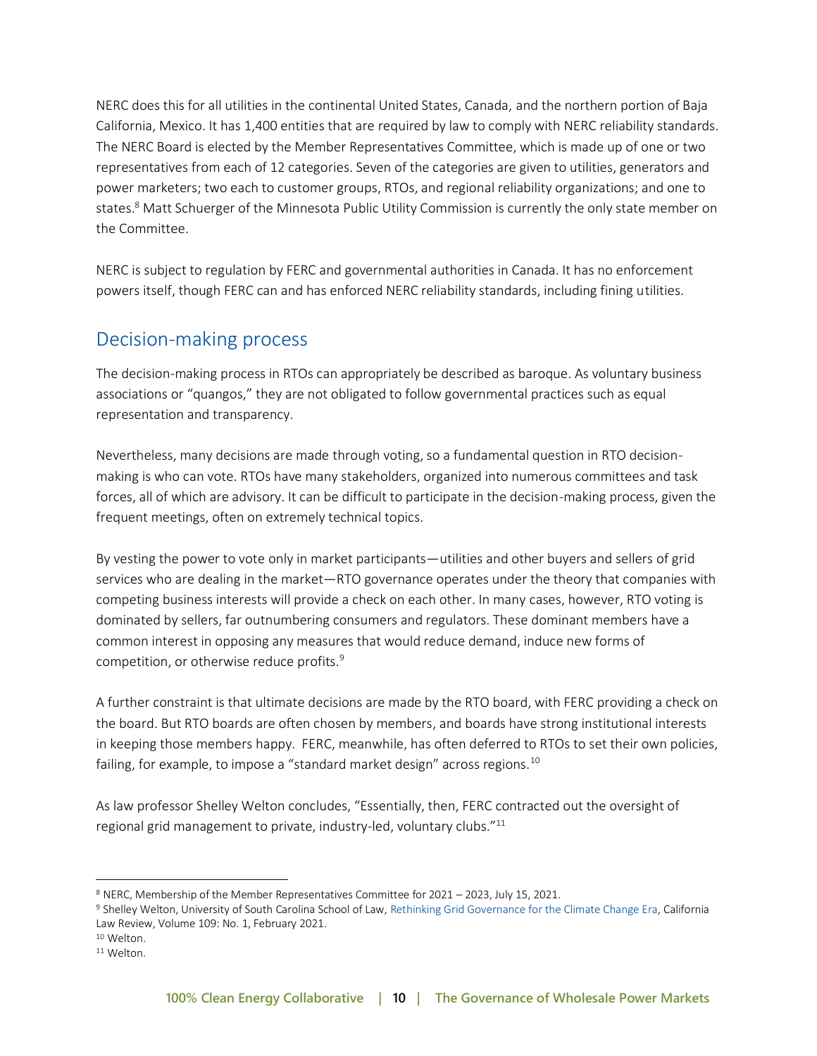NERC does this for all utilities in the continental United States, Canada, and the northern portion of Baja California, Mexico. It has 1,400 entities that are required by law to comply with NERC reliability standards. The NERC Board is elected by the Member Representatives Committee, which is made up of one or two representatives from each of 12 categories. Seven of the categories are given to utilities, generators and power marketers; two each to customer groups, RTOs, and regional reliability organizations; and one to states.[8] Matt Schuerger of the Minnesota Public Utility Commission is currently the only state member on the Committee.

NERC is subject to regulation by FERC and governmental authorities in Canada. It has no enforcement powers itself, though FERC can and has enforced NERC reliability standards, including fining utilities.

## Decision-making process

The decision-making process in RTOs can appropriately be described as baroque. As voluntary business associations or "quangos," they are not obligated to follow governmental practices such as equal representation and transparency.

Nevertheless, many decisions are made through voting, so a fundamental question in RTO decision-making is who can vote. RTOs have many stakeholders, organized into numerous committees and task forces, all of which are advisory. It can be difficult to participate in the decision-making process, given the frequent meetings, often on extremely technical topics.

By vesting the power to vote only in market participants—utilities and other buyers and sellers of grid services who are dealing in the market—RTO governance operates under the theory that companies with competing business interests will provide a check on each other. In many cases, however, RTO voting is dominated by sellers, far outnumbering consumers and regulators. These dominant members have a common interest in opposing any measures that would reduce demand, induce new forms of competition, or otherwise reduce profits.[9]

A further constraint is that ultimate decisions are made by the RTO board, with FERC providing a check on the board. But RTO boards are often chosen by members, and boards have strong institutional interests in keeping those members happy. FERC, meanwhile, has often deferred to RTOs to set their own policies, failing, for example, to impose a "standard market design" across regions.[10]

As law professor Shelley Welton concludes, "Essentially, then, FERC contracted out the oversight of regional grid management to private, industry-led, voluntary clubs."[11]

---

[8] NERC, Membership of the Member Representatives Committee for 2021 – 2023, July 15, 2021.

[9] Shelley Welton, University of South Carolina School of Law, Rethinking Grid Governance for the Climate Change Era, California Law Review, Volume 109: No. 1, February 2021.

[10] Welton.

[11] Welton.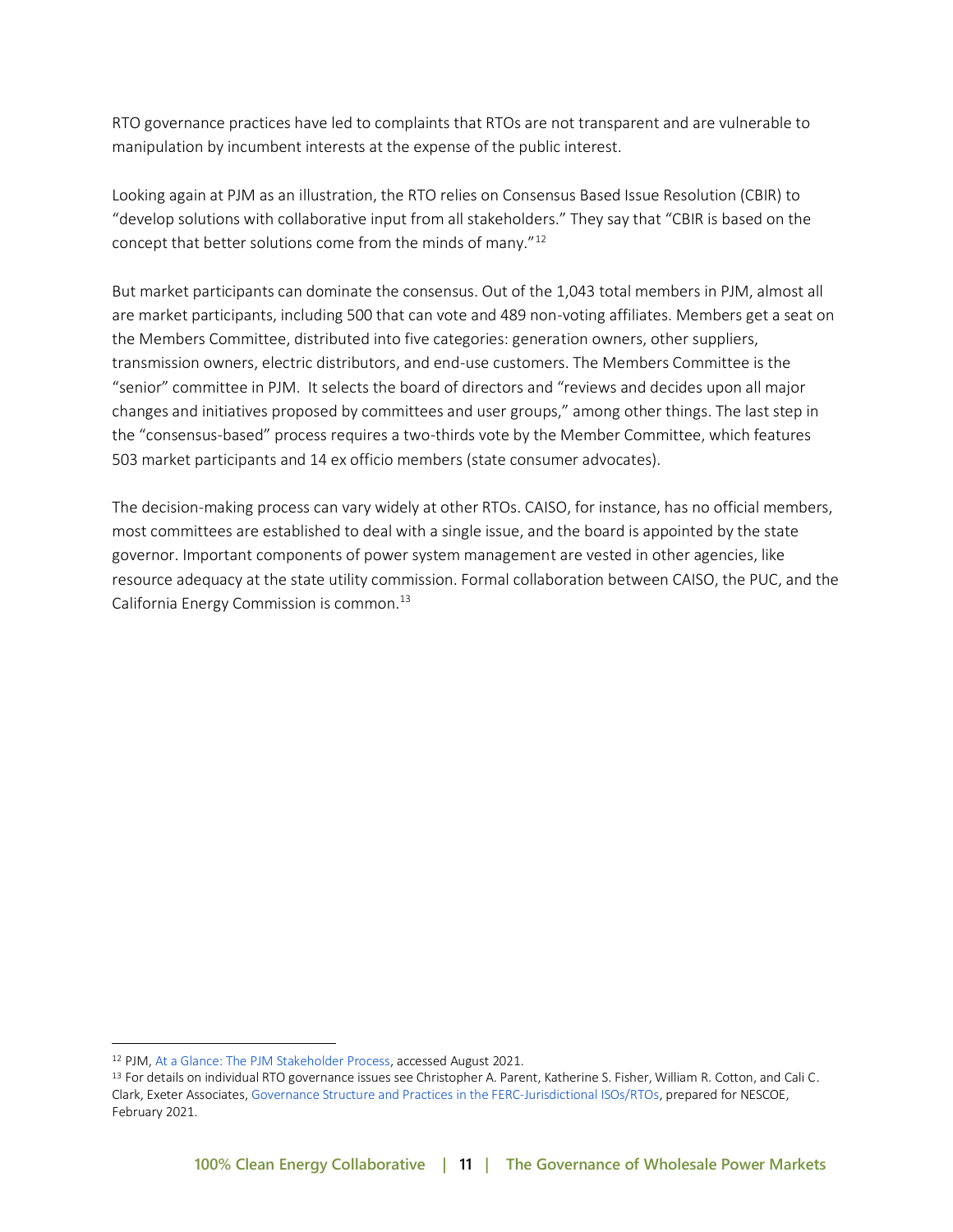RTO governance practices have led to complaints that RTOs are not transparent and are vulnerable to manipulation by incumbent interests at the expense of the public interest.

Looking again at PJM as an illustration, the RTO relies on Consensus Based Issue Resolution (CBIR) to "develop solutions with collaborative input from all stakeholders." They say that "CBIR is based on the concept that better solutions come from the minds of many."[12]

But market participants can dominate the consensus. Out of the 1,043 total members in PJM, almost all are market participants, including 500 that can vote and 489 non-voting affiliates. Members get a seat on the Members Committee, distributed into five categories: generation owners, other suppliers, transmission owners, electric distributors, and end-use customers. The Members Committee is the "senior" committee in PJM. It selects the board of directors and "reviews and decides upon all major changes and initiatives proposed by committees and user groups," among other things. The last step in the "consensus-based" process requires a two-thirds vote by the Member Committee, which features 503 market participants and 14 ex officio members (state consumer advocates).

The decision-making process can vary widely at other RTOs. CAISO, for instance, has no official members, most committees are established to deal with a single issue, and the board is appointed by the state governor. Important components of power system management are vested in other agencies, like resource adequacy at the state utility commission. Formal collaboration between CAISO, the PUC, and the California Energy Commission is common.[13]

---

[12] PJM, At a Glance: The PJM Stakeholder Process, accessed August 2021.

[13] For details on individual RTO governance issues see Christopher A. Parent, Katherine S. Fisher, William R. Cotton, and Cali C. Clark, Exeter Associates, Governance Structure and Practices in the FERC-Jurisdictional ISOs/RTOs, prepared for NESCOE, February 2021.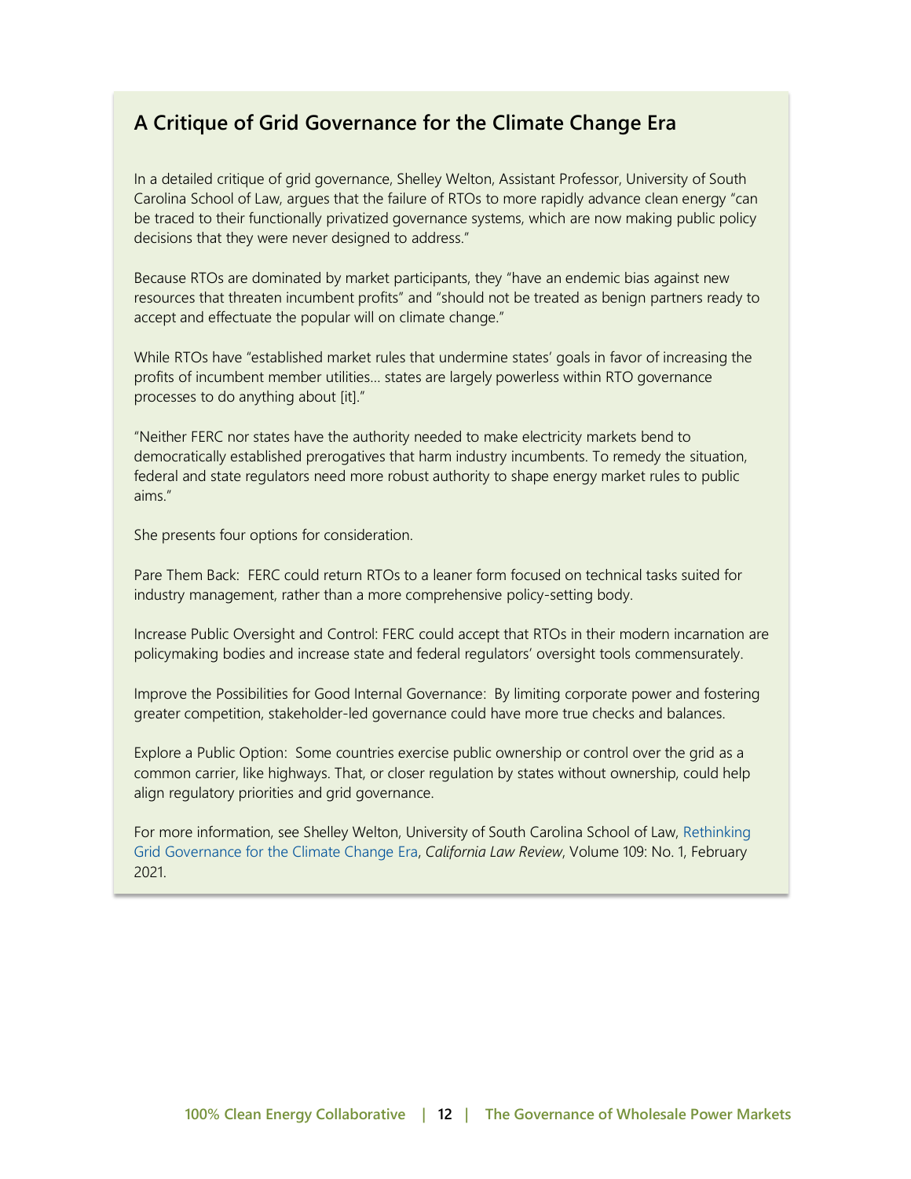## A Critique of Grid Governance for the Climate Change Era

In a detailed critique of grid governance, Shelley Welton, Assistant Professor, University of South Carolina School of Law, argues that the failure of RTOs to more rapidly advance clean energy "can be traced to their functionally privatized governance systems, which are now making public policy decisions that they were never designed to address."

Because RTOs are dominated by market participants, they "have an endemic bias against new resources that threaten incumbent profits" and "should not be treated as benign partners ready to accept and effectuate the popular will on climate change."

While RTOs have "established market rules that undermine states' goals in favor of increasing the profits of incumbent member utilities… states are largely powerless within RTO governance processes to do anything about [it]."

"Neither FERC nor states have the authority needed to make electricity markets bend to democratically established prerogatives that harm industry incumbents. To remedy the situation, federal and state regulators need more robust authority to shape energy market rules to public aims."

She presents four options for consideration.

Pare Them Back: FERC could return RTOs to a leaner form focused on technical tasks suited for industry management, rather than a more comprehensive policy-setting body.

Increase Public Oversight and Control: FERC could accept that RTOs in their modern incarnation are policymaking bodies and increase state and federal regulators' oversight tools commensurately.

Improve the Possibilities for Good Internal Governance: By limiting corporate power and fostering greater competition, stakeholder-led governance could have more true checks and balances.

Explore a Public Option: Some countries exercise public ownership or control over the grid as a common carrier, like highways. That, or closer regulation by states without ownership, could help align regulatory priorities and grid governance.

For more information, see Shelley Welton, University of South Carolina School of Law, Rethinking Grid Governance for the Climate Change Era, *California Law Review*, Volume 109: No. 1, February 2021.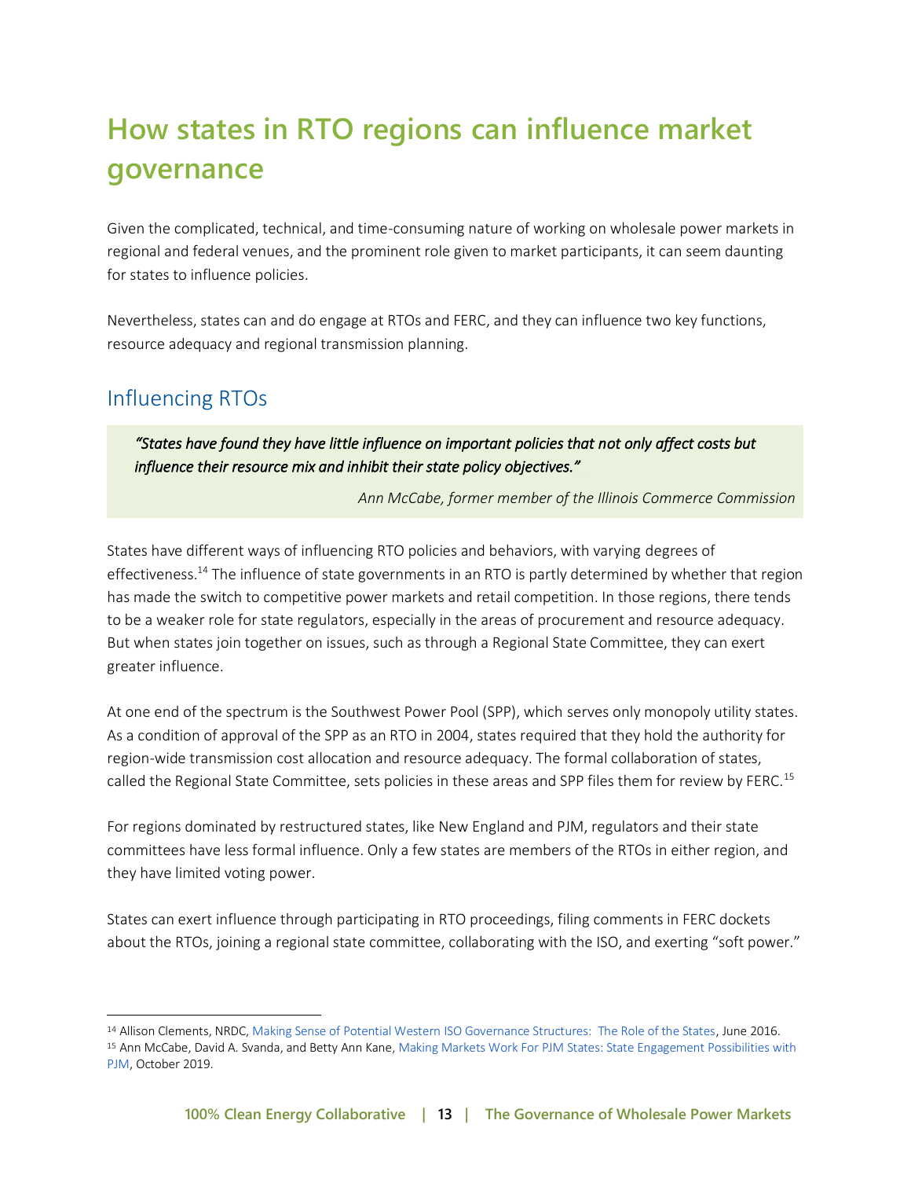# How states in RTO regions can influence market governance

Given the complicated, technical, and time-consuming nature of working on wholesale power markets in regional and federal venues, and the prominent role given to market participants, it can seem daunting for states to influence policies.

Nevertheless, states can and do engage at RTOs and FERC, and they can influence two key functions, resource adequacy and regional transmission planning.

## Influencing RTOs

> ***"States have found they have little influence on important policies that not only affect costs but influence their resource mix and inhibit their state policy objectives."***
>
> *Ann McCabe, former member of the Illinois Commerce Commission*

States have different ways of influencing RTO policies and behaviors, with varying degrees of effectiveness.[14] The influence of state governments in an RTO is partly determined by whether that region has made the switch to competitive power markets and retail competition. In those regions, there tends to be a weaker role for state regulators, especially in the areas of procurement and resource adequacy. But when states join together on issues, such as through a Regional State Committee, they can exert greater influence.

At one end of the spectrum is the Southwest Power Pool (SPP), which serves only monopoly utility states. As a condition of approval of the SPP as an RTO in 2004, states required that they hold the authority for region-wide transmission cost allocation and resource adequacy. The formal collaboration of states, called the Regional State Committee, sets policies in these areas and SPP files them for review by FERC.[15]

For regions dominated by restructured states, like New England and PJM, regulators and their state committees have less formal influence. Only a few states are members of the RTOs in either region, and they have limited voting power.

States can exert influence through participating in RTO proceedings, filing comments in FERC dockets about the RTOs, joining a regional state committee, collaborating with the ISO, and exerting "soft power."

---

[14] Allison Clements, NRDC, Making Sense of Potential Western ISO Governance Structures: The Role of the States, June 2016.

[15] Ann McCabe, David A. Svanda, and Betty Ann Kane, Making Markets Work For PJM States: State Engagement Possibilities with PJM, October 2019.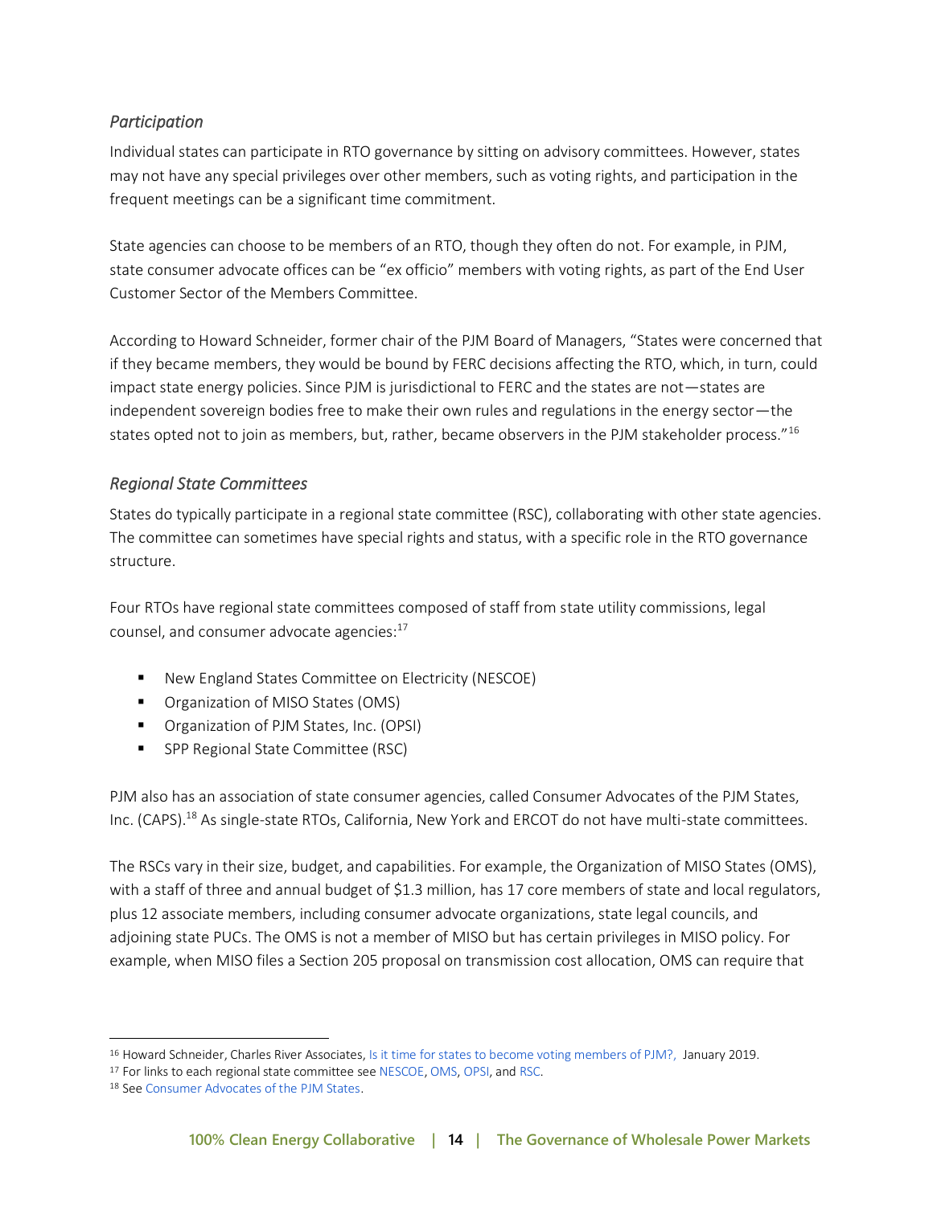### *Participation*

Individual states can participate in RTO governance by sitting on advisory committees. However, states may not have any special privileges over other members, such as voting rights, and participation in the frequent meetings can be a significant time commitment.

State agencies can choose to be members of an RTO, though they often do not. For example, in PJM, state consumer advocate offices can be "ex officio" members with voting rights, as part of the End User Customer Sector of the Members Committee.

According to Howard Schneider, former chair of the PJM Board of Managers, "States were concerned that if they became members, they would be bound by FERC decisions affecting the RTO, which, in turn, could impact state energy policies. Since PJM is jurisdictional to FERC and the states are not—states are independent sovereign bodies free to make their own rules and regulations in the energy sector—the states opted not to join as members, but, rather, became observers in the PJM stakeholder process."[16]

### *Regional State Committees*

States do typically participate in a regional state committee (RSC), collaborating with other state agencies. The committee can sometimes have special rights and status, with a specific role in the RTO governance structure.

Four RTOs have regional state committees composed of staff from state utility commissions, legal counsel, and consumer advocate agencies:[17]

- New England States Committee on Electricity (NESCOE)
- Organization of MISO States (OMS)
- Organization of PJM States, Inc. (OPSI)
- SPP Regional State Committee (RSC)

PJM also has an association of state consumer agencies, called Consumer Advocates of the PJM States, Inc. (CAPS).[18] As single-state RTOs, California, New York and ERCOT do not have multi-state committees.

The RSCs vary in their size, budget, and capabilities. For example, the Organization of MISO States (OMS), with a staff of three and annual budget of $1.3 million, has 17 core members of state and local regulators, plus 12 associate members, including consumer advocate organizations, state legal councils, and adjoining state PUCs. The OMS is not a member of MISO but has certain privileges in MISO policy. For example, when MISO files a Section 205 proposal on transmission cost allocation, OMS can require that

---

[16] Howard Schneider, Charles River Associates, Is it time for states to become voting members of PJM?, January 2019.

[17] For links to each regional state committee see NESCOE, OMS, OPSI, and RSC.

[18] See Consumer Advocates of the PJM States.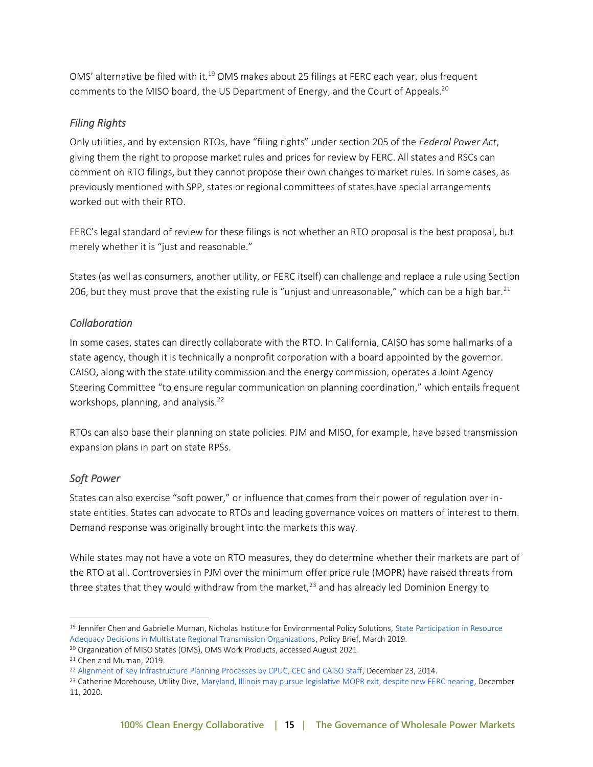OMS' alternative be filed with it.[19] OMS makes about 25 filings at FERC each year, plus frequent comments to the MISO board, the US Department of Energy, and the Court of Appeals.[20]

### *Filing Rights*

Only utilities, and by extension RTOs, have "filing rights" under section 205 of the *Federal Power Act*, giving them the right to propose market rules and prices for review by FERC. All states and RSCs can comment on RTO filings, but they cannot propose their own changes to market rules. In some cases, as previously mentioned with SPP, states or regional committees of states have special arrangements worked out with their RTO.

FERC's legal standard of review for these filings is not whether an RTO proposal is the best proposal, but merely whether it is "just and reasonable."

States (as well as consumers, another utility, or FERC itself) can challenge and replace a rule using Section 206, but they must prove that the existing rule is "unjust and unreasonable," which can be a high bar.[21]

### *Collaboration*

In some cases, states can directly collaborate with the RTO. In California, CAISO has some hallmarks of a state agency, though it is technically a nonprofit corporation with a board appointed by the governor. CAISO, along with the state utility commission and the energy commission, operates a Joint Agency Steering Committee "to ensure regular communication on planning coordination," which entails frequent workshops, planning, and analysis.[22]

RTOs can also base their planning on state policies. PJM and MISO, for example, have based transmission expansion plans in part on state RPSs.

### *Soft Power*

States can also exercise "soft power," or influence that comes from their power of regulation over in-state entities. States can advocate to RTOs and leading governance voices on matters of interest to them. Demand response was originally brought into the markets this way.

While states may not have a vote on RTO measures, they do determine whether their markets are part of the RTO at all. Controversies in PJM over the minimum offer price rule (MOPR) have raised threats from three states that they would withdraw from the market,[23] and has already led Dominion Energy to

---

[19] Jennifer Chen and Gabrielle Murnan, Nicholas Institute for Environmental Policy Solutions, State Participation in Resource Adequacy Decisions in Multistate Regional Transmission Organizations, Policy Brief, March 2019.

[20] Organization of MISO States (OMS), OMS Work Products, accessed August 2021.

[21] Chen and Murnan, 2019.

[22] Alignment of Key Infrastructure Planning Processes by CPUC, CEC and CAISO Staff, December 23, 2014.

[23] Catherine Morehouse, Utility Dive, Maryland, Illinois may pursue legislative MOPR exit, despite new FERC nearing, December 11, 2020.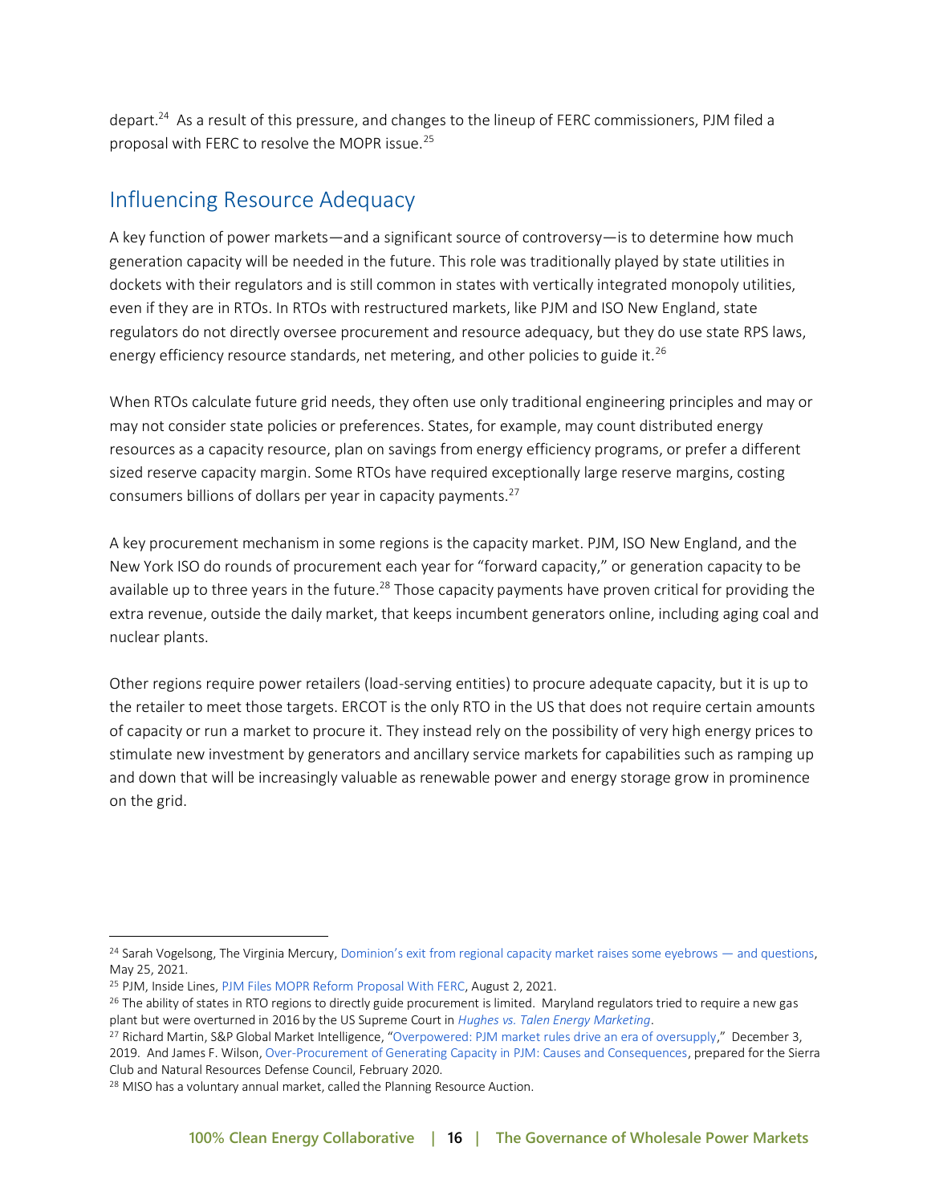depart.[24] As a result of this pressure, and changes to the lineup of FERC commissioners, PJM filed a proposal with FERC to resolve the MOPR issue.[25]

## Influencing Resource Adequacy

A key function of power markets—and a significant source of controversy—is to determine how much generation capacity will be needed in the future. This role was traditionally played by state utilities in dockets with their regulators and is still common in states with vertically integrated monopoly utilities, even if they are in RTOs. In RTOs with restructured markets, like PJM and ISO New England, state regulators do not directly oversee procurement and resource adequacy, but they do use state RPS laws, energy efficiency resource standards, net metering, and other policies to guide it.[26]

When RTOs calculate future grid needs, they often use only traditional engineering principles and may or may not consider state policies or preferences. States, for example, may count distributed energy resources as a capacity resource, plan on savings from energy efficiency programs, or prefer a different sized reserve capacity margin. Some RTOs have required exceptionally large reserve margins, costing consumers billions of dollars per year in capacity payments.[27]

A key procurement mechanism in some regions is the capacity market. PJM, ISO New England, and the New York ISO do rounds of procurement each year for "forward capacity," or generation capacity to be available up to three years in the future.[28] Those capacity payments have proven critical for providing the extra revenue, outside the daily market, that keeps incumbent generators online, including aging coal and nuclear plants.

Other regions require power retailers (load-serving entities) to procure adequate capacity, but it is up to the retailer to meet those targets. ERCOT is the only RTO in the US that does not require certain amounts of capacity or run a market to procure it. They instead rely on the possibility of very high energy prices to stimulate new investment by generators and ancillary service markets for capabilities such as ramping up and down that will be increasingly valuable as renewable power and energy storage grow in prominence on the grid.

---

[24] Sarah Vogelsong, The Virginia Mercury, Dominion's exit from regional capacity market raises some eyebrows — and questions, May 25, 2021.

[25] PJM, Inside Lines, PJM Files MOPR Reform Proposal With FERC, August 2, 2021.

[26] The ability of states in RTO regions to directly guide procurement is limited. Maryland regulators tried to require a new gas plant but were overturned in 2016 by the US Supreme Court in *Hughes vs. Talen Energy Marketing*.

[27] Richard Martin, S&P Global Market Intelligence, "Overpowered: PJM market rules drive an era of oversupply," December 3, 2019. And James F. Wilson, Over-Procurement of Generating Capacity in PJM: Causes and Consequences, prepared for the Sierra Club and Natural Resources Defense Council, February 2020.

[28] MISO has a voluntary annual market, called the Planning Resource Auction.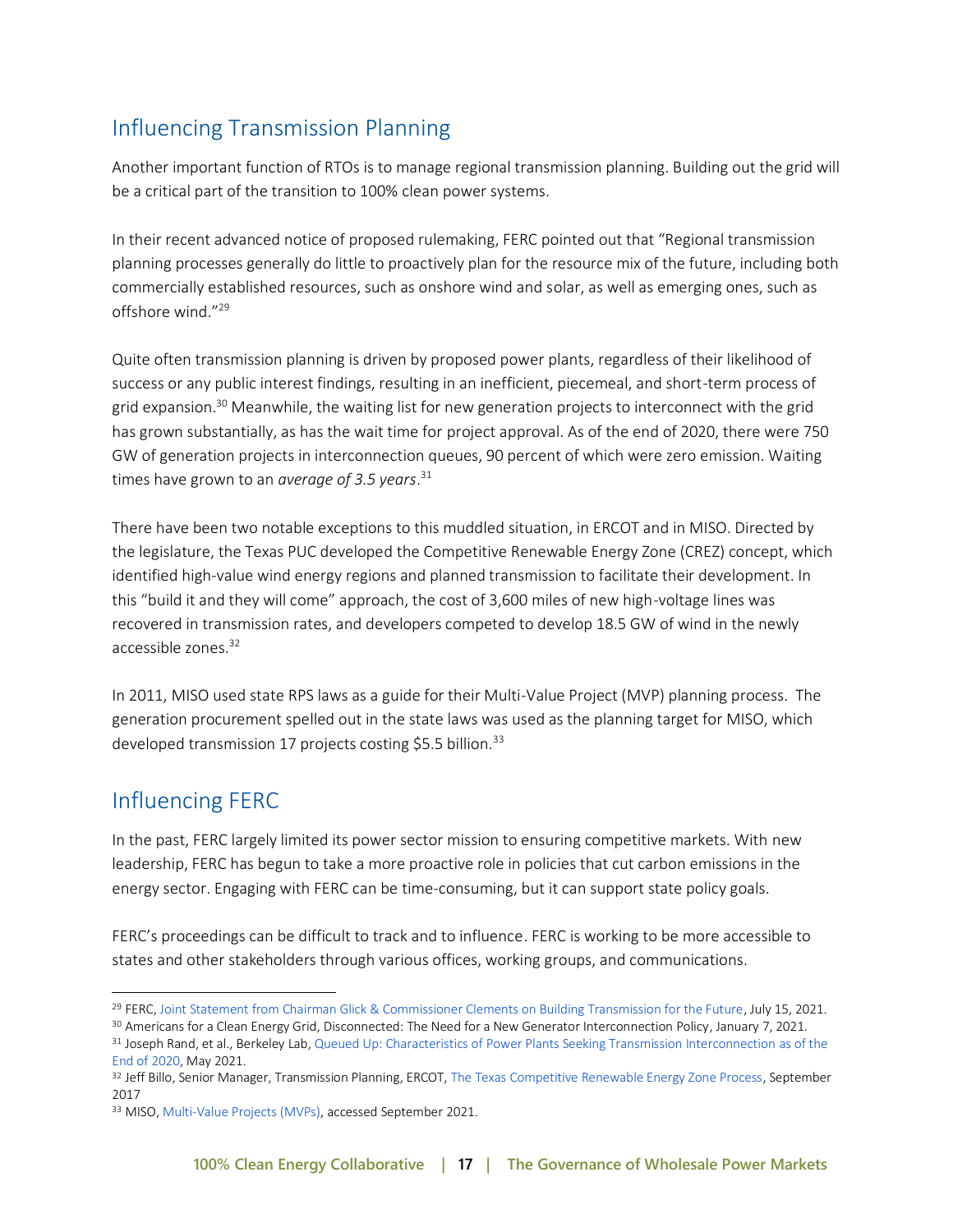## Influencing Transmission Planning

Another important function of RTOs is to manage regional transmission planning. Building out the grid will be a critical part of the transition to 100% clean power systems.

In their recent advanced notice of proposed rulemaking, FERC pointed out that "Regional transmission planning processes generally do little to proactively plan for the resource mix of the future, including both commercially established resources, such as onshore wind and solar, as well as emerging ones, such as offshore wind."[29]

Quite often transmission planning is driven by proposed power plants, regardless of their likelihood of success or any public interest findings, resulting in an inefficient, piecemeal, and short-term process of grid expansion.[30] Meanwhile, the waiting list for new generation projects to interconnect with the grid has grown substantially, as has the wait time for project approval. As of the end of 2020, there were 750 GW of generation projects in interconnection queues, 90 percent of which were zero emission. Waiting times have grown to an *average of 3.5 years*.[31]

There have been two notable exceptions to this muddled situation, in ERCOT and in MISO. Directed by the legislature, the Texas PUC developed the Competitive Renewable Energy Zone (CREZ) concept, which identified high-value wind energy regions and planned transmission to facilitate their development. In this "build it and they will come" approach, the cost of 3,600 miles of new high-voltage lines was recovered in transmission rates, and developers competed to develop 18.5 GW of wind in the newly accessible zones.[32]

In 2011, MISO used state RPS laws as a guide for their Multi-Value Project (MVP) planning process. The generation procurement spelled out in the state laws was used as the planning target for MISO, which developed transmission 17 projects costing $5.5 billion.[33]

## Influencing FERC

In the past, FERC largely limited its power sector mission to ensuring competitive markets. With new leadership, FERC has begun to take a more proactive role in policies that cut carbon emissions in the energy sector. Engaging with FERC can be time-consuming, but it can support state policy goals.

FERC's proceedings can be difficult to track and to influence. FERC is working to be more accessible to states and other stakeholders through various offices, working groups, and communications.

---

[29] FERC, Joint Statement from Chairman Glick & Commissioner Clements on Building Transmission for the Future, July 15, 2021.

[30] Americans for a Clean Energy Grid, Disconnected: The Need for a New Generator Interconnection Policy, January 7, 2021.

[31] Joseph Rand, et al., Berkeley Lab, Queued Up: Characteristics of Power Plants Seeking Transmission Interconnection as of the End of 2020, May 2021.

[32] Jeff Billo, Senior Manager, Transmission Planning, ERCOT, The Texas Competitive Renewable Energy Zone Process, September 2017

[33] MISO, Multi-Value Projects (MVPs), accessed September 2021.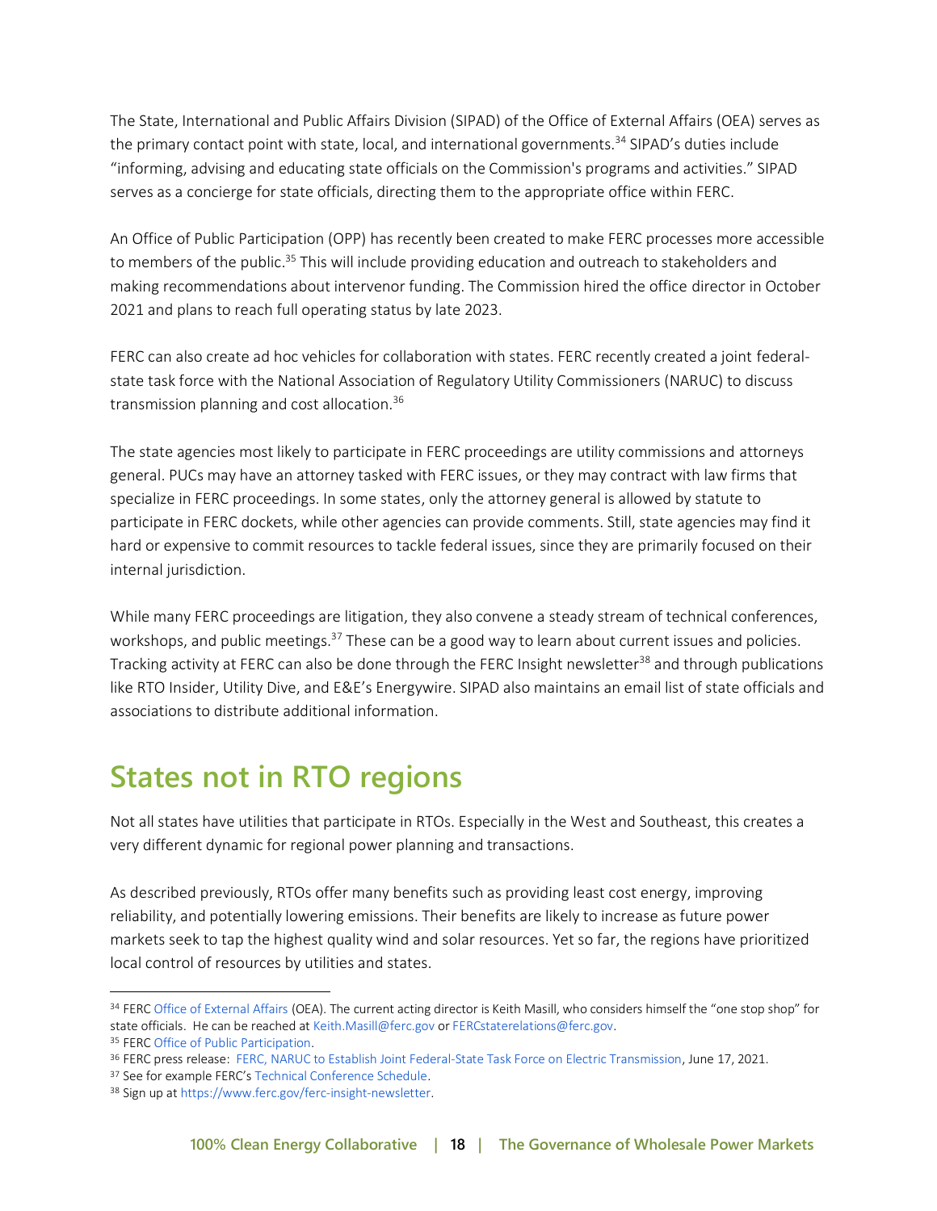The State, International and Public Affairs Division (SIPAD) of the Office of External Affairs (OEA) serves as the primary contact point with state, local, and international governments.[34] SIPAD's duties include "informing, advising and educating state officials on the Commission's programs and activities." SIPAD serves as a concierge for state officials, directing them to the appropriate office within FERC.

An Office of Public Participation (OPP) has recently been created to make FERC processes more accessible to members of the public.[35] This will include providing education and outreach to stakeholders and making recommendations about intervenor funding. The Commission hired the office director in October 2021 and plans to reach full operating status by late 2023.

FERC can also create ad hoc vehicles for collaboration with states. FERC recently created a joint federal-state task force with the National Association of Regulatory Utility Commissioners (NARUC) to discuss transmission planning and cost allocation.[36]

The state agencies most likely to participate in FERC proceedings are utility commissions and attorneys general. PUCs may have an attorney tasked with FERC issues, or they may contract with law firms that specialize in FERC proceedings. In some states, only the attorney general is allowed by statute to participate in FERC dockets, while other agencies can provide comments. Still, state agencies may find it hard or expensive to commit resources to tackle federal issues, since they are primarily focused on their internal jurisdiction.

While many FERC proceedings are litigation, they also convene a steady stream of technical conferences, workshops, and public meetings.[37] These can be a good way to learn about current issues and policies. Tracking activity at FERC can also be done through the FERC Insight newsletter[38] and through publications like RTO Insider, Utility Dive, and E&E's Energywire. SIPAD also maintains an email list of state officials and associations to distribute additional information.

## States not in RTO regions

Not all states have utilities that participate in RTOs. Especially in the West and Southeast, this creates a very different dynamic for regional power planning and transactions.

As described previously, RTOs offer many benefits such as providing least cost energy, improving reliability, and potentially lowering emissions. Their benefits are likely to increase as future power markets seek to tap the highest quality wind and solar resources. Yet so far, the regions have prioritized local control of resources by utilities and states.

---

[34] FERC Office of External Affairs (OEA). The current acting director is Keith Masill, who considers himself the "one stop shop" for state officials. He can be reached at Keith.Masill@ferc.gov or FERCstaterelations@ferc.gov.

[35] FERC Office of Public Participation.

[36] FERC press release: FERC, NARUC to Establish Joint Federal-State Task Force on Electric Transmission, June 17, 2021.

[37] See for example FERC's Technical Conference Schedule.

[38] Sign up at https://www.ferc.gov/ferc-insight-newsletter.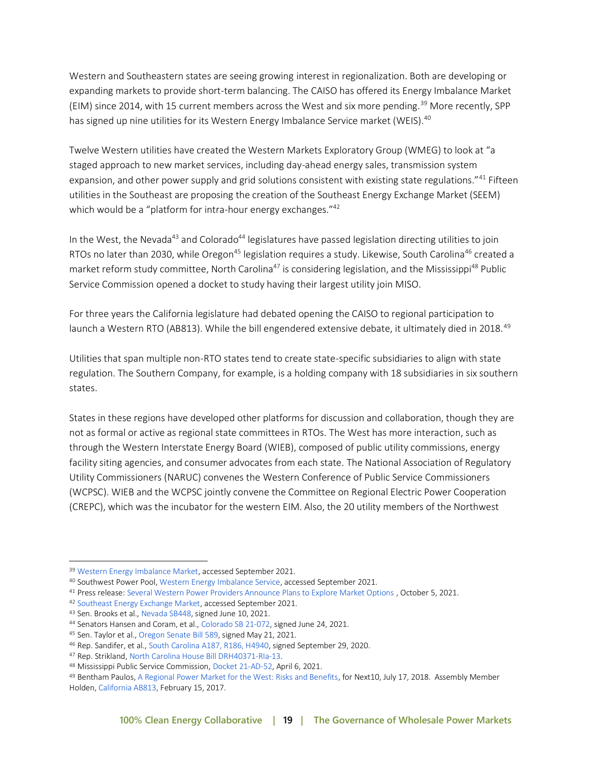Western and Southeastern states are seeing growing interest in regionalization. Both are developing or expanding markets to provide short-term balancing. The CAISO has offered its Energy Imbalance Market (EIM) since 2014, with 15 current members across the West and six more pending.[39] More recently, SPP has signed up nine utilities for its Western Energy Imbalance Service market (WEIS).[40]

Twelve Western utilities have created the Western Markets Exploratory Group (WMEG) to look at "a staged approach to new market services, including day-ahead energy sales, transmission system expansion, and other power supply and grid solutions consistent with existing state regulations."[41] Fifteen utilities in the Southeast are proposing the creation of the Southeast Energy Exchange Market (SEEM) which would be a "platform for intra-hour energy exchanges."[42]

In the West, the Nevada[43] and Colorado[44] legislatures have passed legislation directing utilities to join RTOs no later than 2030, while Oregon[45] legislation requires a study. Likewise, South Carolina[46] created a market reform study committee, North Carolina[47] is considering legislation, and the Mississippi[48] Public Service Commission opened a docket to study having their largest utility join MISO.

For three years the California legislature had debated opening the CAISO to regional participation to launch a Western RTO (AB813). While the bill engendered extensive debate, it ultimately died in 2018.[49]

Utilities that span multiple non-RTO states tend to create state-specific subsidiaries to align with state regulation. The Southern Company, for example, is a holding company with 18 subsidiaries in six southern states.

States in these regions have developed other platforms for discussion and collaboration, though they are not as formal or active as regional state committees in RTOs. The West has more interaction, such as through the Western Interstate Energy Board (WIEB), composed of public utility commissions, energy facility siting agencies, and consumer advocates from each state. The National Association of Regulatory Utility Commissioners (NARUC) convenes the Western Conference of Public Service Commissioners (WCPSC). WIEB and the WCPSC jointly convene the Committee on Regional Electric Power Cooperation (CREPC), which was the incubator for the western EIM. Also, the 20 utility members of the Northwest

---

[39] Western Energy Imbalance Market, accessed September 2021.

[40] Southwest Power Pool, Western Energy Imbalance Service, accessed September 2021.

[41] Press release: Several Western Power Providers Announce Plans to Explore Market Options , October 5, 2021.

[42] Southeast Energy Exchange Market, accessed September 2021.

[43] Sen. Brooks et al., Nevada SB448, signed June 10, 2021.

[44] Senators Hansen and Coram, et al., Colorado SB 21-072, signed June 24, 2021.

[45] Sen. Taylor et al., Oregon Senate Bill 589, signed May 21, 2021.

[46] Rep. Sandifer, et al., South Carolina A187, R186, H4940, signed September 29, 2020.

[47] Rep. Strikland, North Carolina House Bill DRH40371-RIa-13.

[48] Mississippi Public Service Commission, Docket 21-AD-52, April 6, 2021.

[49] Bentham Paulos, A Regional Power Market for the West: Risks and Benefits, for Next10, July 17, 2018. Assembly Member Holden, California AB813, February 15, 2017.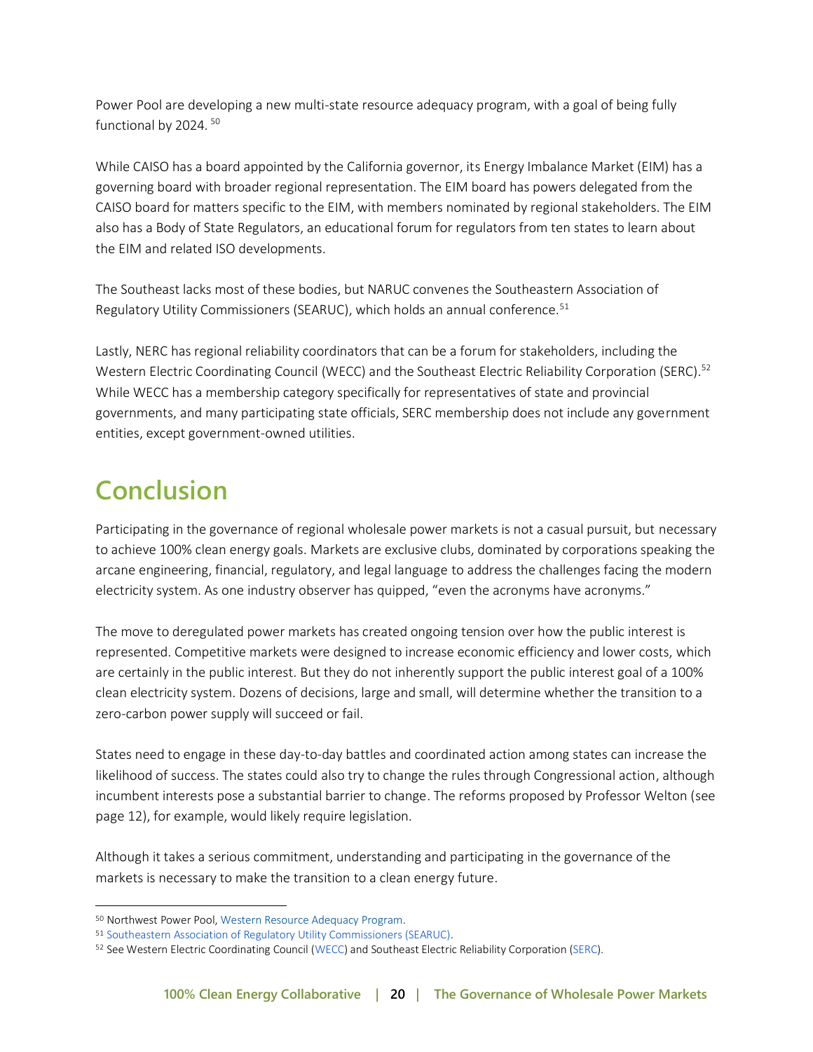Power Pool are developing a new multi-state resource adequacy program, with a goal of being fully functional by 2024. [50]

While CAISO has a board appointed by the California governor, its Energy Imbalance Market (EIM) has a governing board with broader regional representation. The EIM board has powers delegated from the CAISO board for matters specific to the EIM, with members nominated by regional stakeholders. The EIM also has a Body of State Regulators, an educational forum for regulators from ten states to learn about the EIM and related ISO developments.

The Southeast lacks most of these bodies, but NARUC convenes the Southeastern Association of Regulatory Utility Commissioners (SEARUC), which holds an annual conference.[51]

Lastly, NERC has regional reliability coordinators that can be a forum for stakeholders, including the Western Electric Coordinating Council (WECC) and the Southeast Electric Reliability Corporation (SERC).[52] While WECC has a membership category specifically for representatives of state and provincial governments, and many participating state officials, SERC membership does not include any government entities, except government-owned utilities.

# Conclusion

Participating in the governance of regional wholesale power markets is not a casual pursuit, but necessary to achieve 100% clean energy goals. Markets are exclusive clubs, dominated by corporations speaking the arcane engineering, financial, regulatory, and legal language to address the challenges facing the modern electricity system. As one industry observer has quipped, "even the acronyms have acronyms."

The move to deregulated power markets has created ongoing tension over how the public interest is represented. Competitive markets were designed to increase economic efficiency and lower costs, which are certainly in the public interest. But they do not inherently support the public interest goal of a 100% clean electricity system. Dozens of decisions, large and small, will determine whether the transition to a zero-carbon power supply will succeed or fail.

States need to engage in these day-to-day battles and coordinated action among states can increase the likelihood of success. The states could also try to change the rules through Congressional action, although incumbent interests pose a substantial barrier to change. The reforms proposed by Professor Welton (see page 12), for example, would likely require legislation.

Although it takes a serious commitment, understanding and participating in the governance of the markets is necessary to make the transition to a clean energy future.

---

[50] Northwest Power Pool, Western Resource Adequacy Program.

[51] Southeastern Association of Regulatory Utility Commissioners (SEARUC).

[52] See Western Electric Coordinating Council (WECC) and Southeast Electric Reliability Corporation (SERC).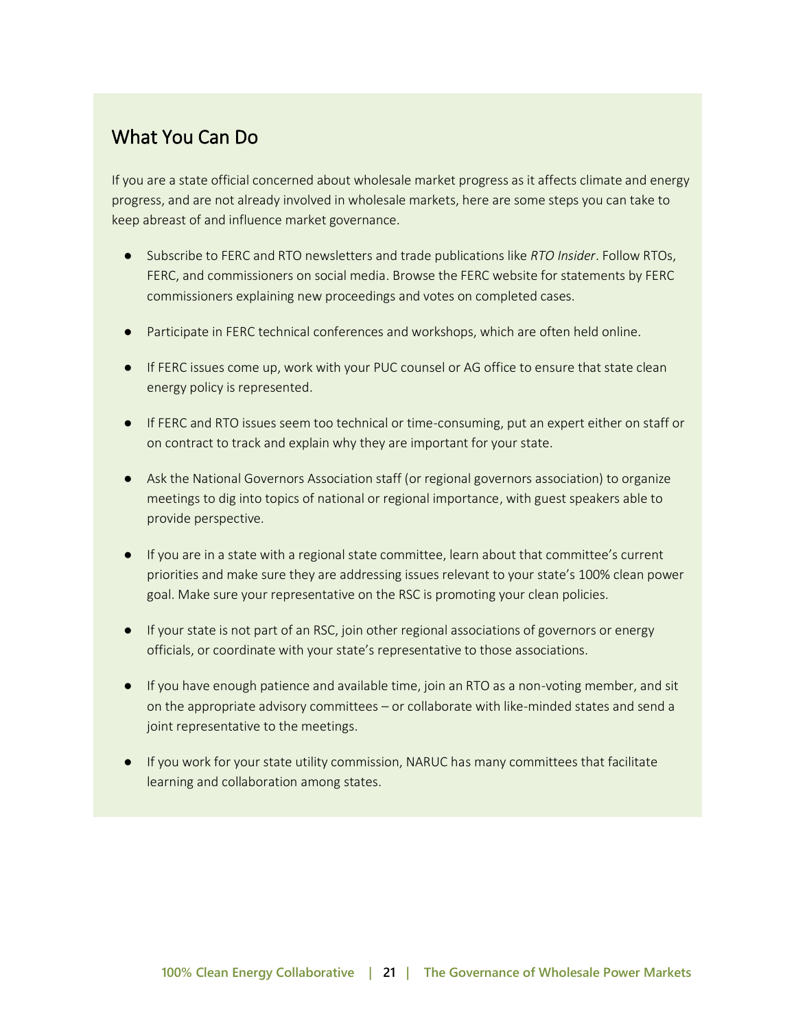## What You Can Do

If you are a state official concerned about wholesale market progress as it affects climate and energy progress, and are not already involved in wholesale markets, here are some steps you can take to keep abreast of and influence market governance.

- Subscribe to FERC and RTO newsletters and trade publications like *RTO Insider*. Follow RTOs, FERC, and commissioners on social media. Browse the FERC website for statements by FERC commissioners explaining new proceedings and votes on completed cases.
- Participate in FERC technical conferences and workshops, which are often held online.
- If FERC issues come up, work with your PUC counsel or AG office to ensure that state clean energy policy is represented.
- If FERC and RTO issues seem too technical or time-consuming, put an expert either on staff or on contract to track and explain why they are important for your state.
- Ask the National Governors Association staff (or regional governors association) to organize meetings to dig into topics of national or regional importance, with guest speakers able to provide perspective.
- If you are in a state with a regional state committee, learn about that committee's current priorities and make sure they are addressing issues relevant to your state's 100% clean power goal. Make sure your representative on the RSC is promoting your clean policies.
- If your state is not part of an RSC, join other regional associations of governors or energy officials, or coordinate with your state's representative to those associations.
- If you have enough patience and available time, join an RTO as a non-voting member, and sit on the appropriate advisory committees – or collaborate with like-minded states and send a joint representative to the meetings.
- If you work for your state utility commission, NARUC has many committees that facilitate learning and collaboration among states.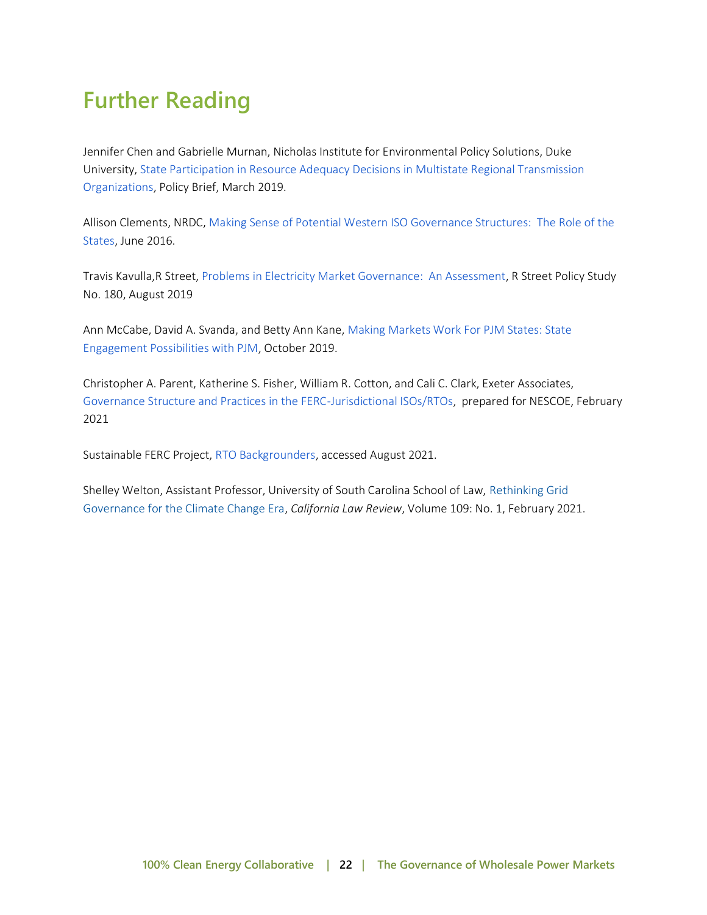# Further Reading

Jennifer Chen and Gabrielle Murnan, Nicholas Institute for Environmental Policy Solutions, Duke University, State Participation in Resource Adequacy Decisions in Multistate Regional Transmission Organizations, Policy Brief, March 2019.

Allison Clements, NRDC, Making Sense of Potential Western ISO Governance Structures: The Role of the States, June 2016.

Travis Kavulla,R Street, Problems in Electricity Market Governance: An Assessment, R Street Policy Study No. 180, August 2019

Ann McCabe, David A. Svanda, and Betty Ann Kane, Making Markets Work For PJM States: State Engagement Possibilities with PJM, October 2019.

Christopher A. Parent, Katherine S. Fisher, William R. Cotton, and Cali C. Clark, Exeter Associates, Governance Structure and Practices in the FERC-Jurisdictional ISOs/RTOs, prepared for NESCOE, February 2021

Sustainable FERC Project, RTO Backgrounders, accessed August 2021.

Shelley Welton, Assistant Professor, University of South Carolina School of Law, Rethinking Grid Governance for the Climate Change Era, *California Law Review*, Volume 109: No. 1, February 2021.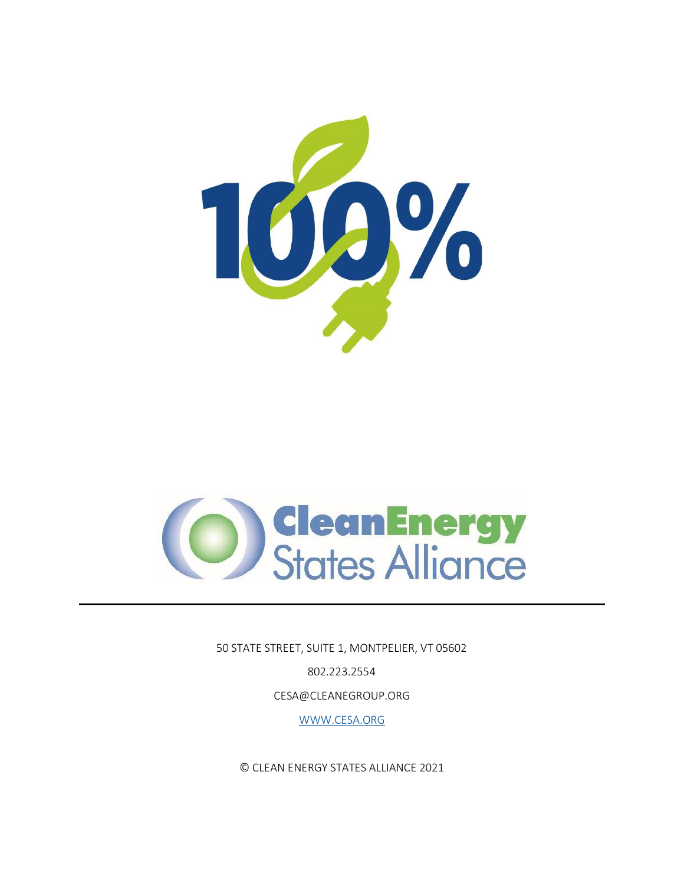50 STATE STREET, SUITE 1, MONTPELIER, VT 05602

802.223.2554

CESA@CLEANEGROUP.ORG

[WWW.CESA.ORG](http://WWW.CESA.ORG)

© CLEAN ENERGY STATES ALLIANCE 2021